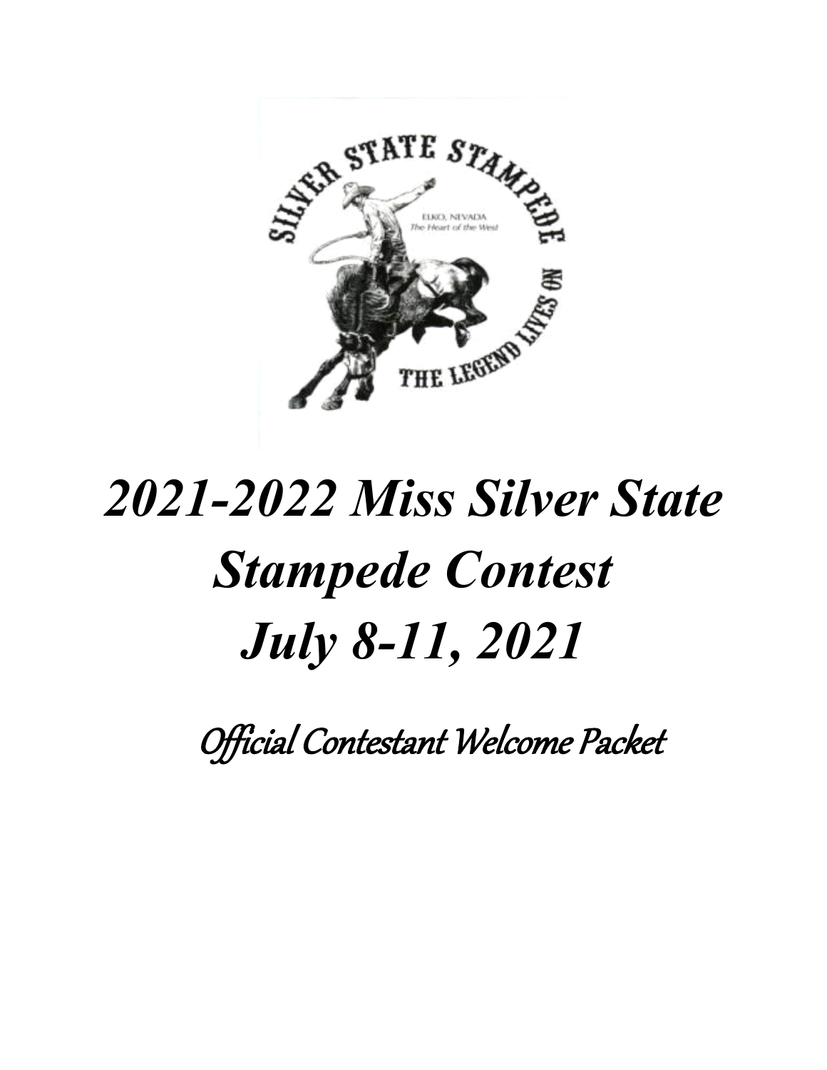# *2021-2022 Miss Silver State Stampede Contest July 8-11, 2021*

*Official Contestant Welcome Packet*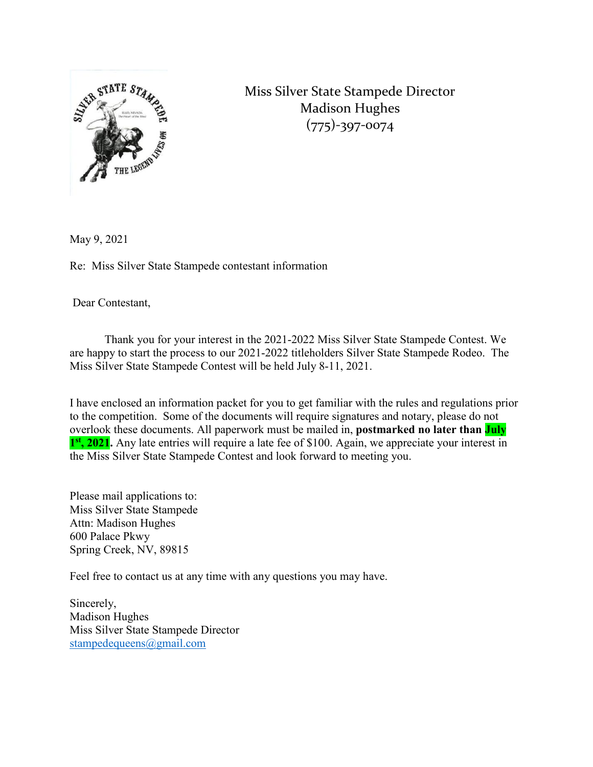Miss Silver State Stampede Director
Madison Hughes
(775)-397-0074

May 9, 2021

Re: Miss Silver State Stampede contestant information

Dear Contestant,

Thank you for your interest in the 2021-2022 Miss Silver State Stampede Contest. We are happy to start the process to our 2021-2022 titleholders Silver State Stampede Rodeo. The Miss Silver State Stampede Contest will be held July 8-11, 2021.

I have enclosed an information packet for you to get familiar with the rules and regulations prior to the competition. Some of the documents will require signatures and notary, please do not overlook these documents. All paperwork must be mailed in, **postmarked no later than July 1st, 2021.** Any late entries will require a late fee of $100. Again, we appreciate your interest in the Miss Silver State Stampede Contest and look forward to meeting you.

Please mail applications to:
Miss Silver State Stampede
Attn: Madison Hughes
600 Palace Pkwy
Spring Creek, NV, 89815

Feel free to contact us at any time with any questions you may have.

Sincerely,
Madison Hughes
Miss Silver State Stampede Director
stampedequeens@gmail.com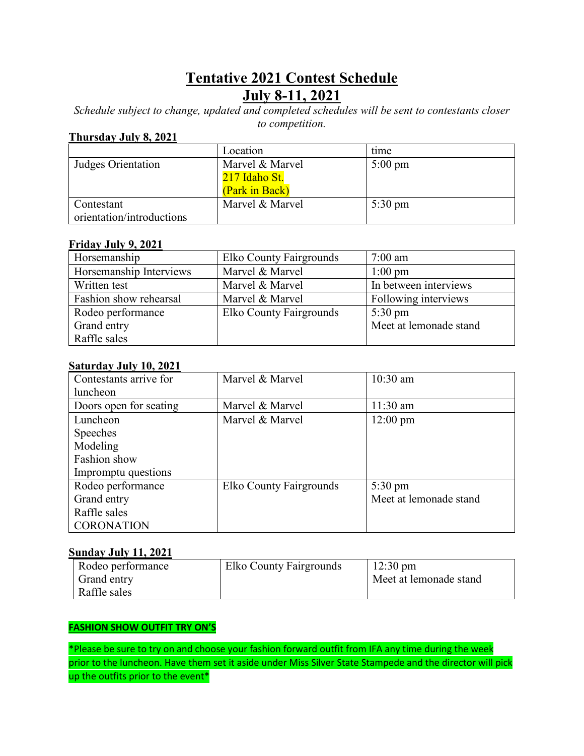# Tentative 2021 Contest Schedule

# July 8-11, 2021

*Schedule subject to change, updated and completed schedules will be sent to contestants closer to competition.*

**Thursday July 8, 2021**

| | Location | time |
|---|---|---|
| Judges Orientation | Marvel & Marvel<br>217 Idaho St.<br>(Park in Back) | 5:00 pm |
| Contestant orientation/introductions | Marvel & Marvel | 5:30 pm |

**Friday July 9, 2021**

| | | |
|---|---|---|
| Horsemanship | Elko County Fairgrounds | 7:00 am |
| Horsemanship Interviews | Marvel & Marvel | 1:00 pm |
| Written test | Marvel & Marvel | In between interviews |
| Fashion show rehearsal | Marvel & Marvel | Following interviews |
| Rodeo performance<br>Grand entry<br>Raffle sales | Elko County Fairgrounds | 5:30 pm<br>Meet at lemonade stand |

**Saturday July 10, 2021**

| | | |
|---|---|---|
| Contestants arrive for luncheon | Marvel & Marvel | 10:30 am |
| Doors open for seating | Marvel & Marvel | 11:30 am |
| Luncheon<br>Speeches<br>Modeling<br>Fashion show<br>Impromptu questions | Marvel & Marvel | 12:00 pm |
| Rodeo performance<br>Grand entry<br>Raffle sales<br>CORONATION | Elko County Fairgrounds | 5:30 pm<br>Meet at lemonade stand |

**Sunday July 11, 2021**

| | | |
|---|---|---|
| Rodeo performance<br>Grand entry<br>Raffle sales | Elko County Fairgrounds | 12:30 pm<br>Meet at lemonade stand |

**FASHION SHOW OUTFIT TRY ON'S**

*Please be sure to try on and choose your fashion forward outfit from IFA any time during the week prior to the luncheon. Have them set it aside under Miss Silver State Stampede and the director will pick up the outfits prior to the event*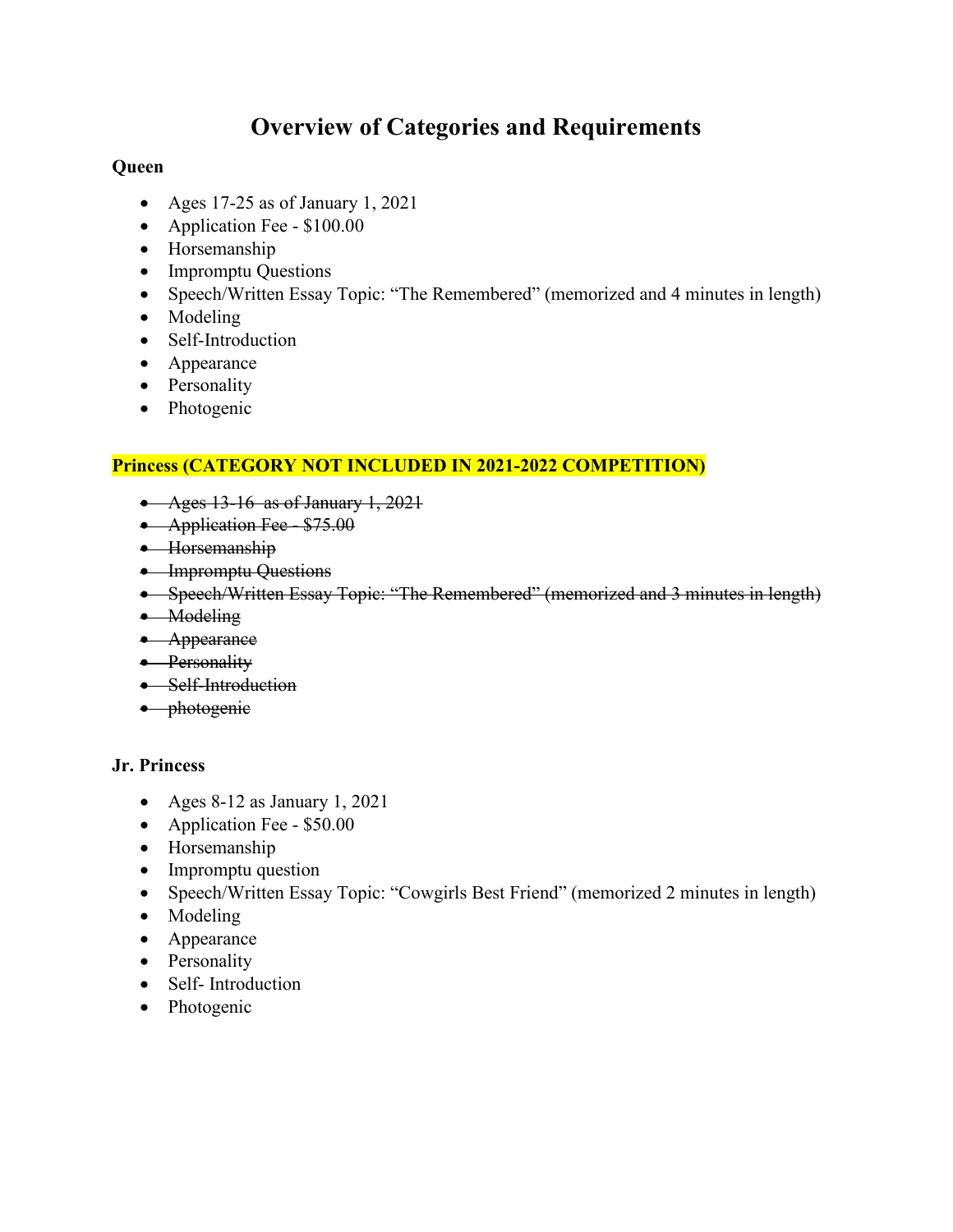# Overview of Categories and Requirements

**Queen**

- Ages 17-25 as of January 1, 2021
- Application Fee - $100.00
- Horsemanship
- Impromptu Questions
- Speech/Written Essay Topic: "The Remembered" (memorized and 4 minutes in length)
- Modeling
- Self-Introduction
- Appearance
- Personality
- Photogenic

**Princess (CATEGORY NOT INCLUDED IN 2021-2022 COMPETITION)**

- ~~Ages 13-16  as of January 1, 2021~~
- ~~Application Fee - $75.00~~
- ~~Horsemanship~~
- ~~Impromptu Questions~~
- ~~Speech/Written Essay Topic: "The Remembered" (memorized and 3 minutes in length)~~
- ~~Modeling~~
- ~~Appearance~~
- ~~Personality~~
- ~~Self-Introduction~~
- ~~photogenic~~

**Jr. Princess**

- Ages 8-12 as January 1, 2021
- Application Fee - $50.00
- Horsemanship
- Impromptu question
- Speech/Written Essay Topic: "Cowgirls Best Friend" (memorized 2 minutes in length)
- Modeling
- Appearance
- Personality
- Self- Introduction
- Photogenic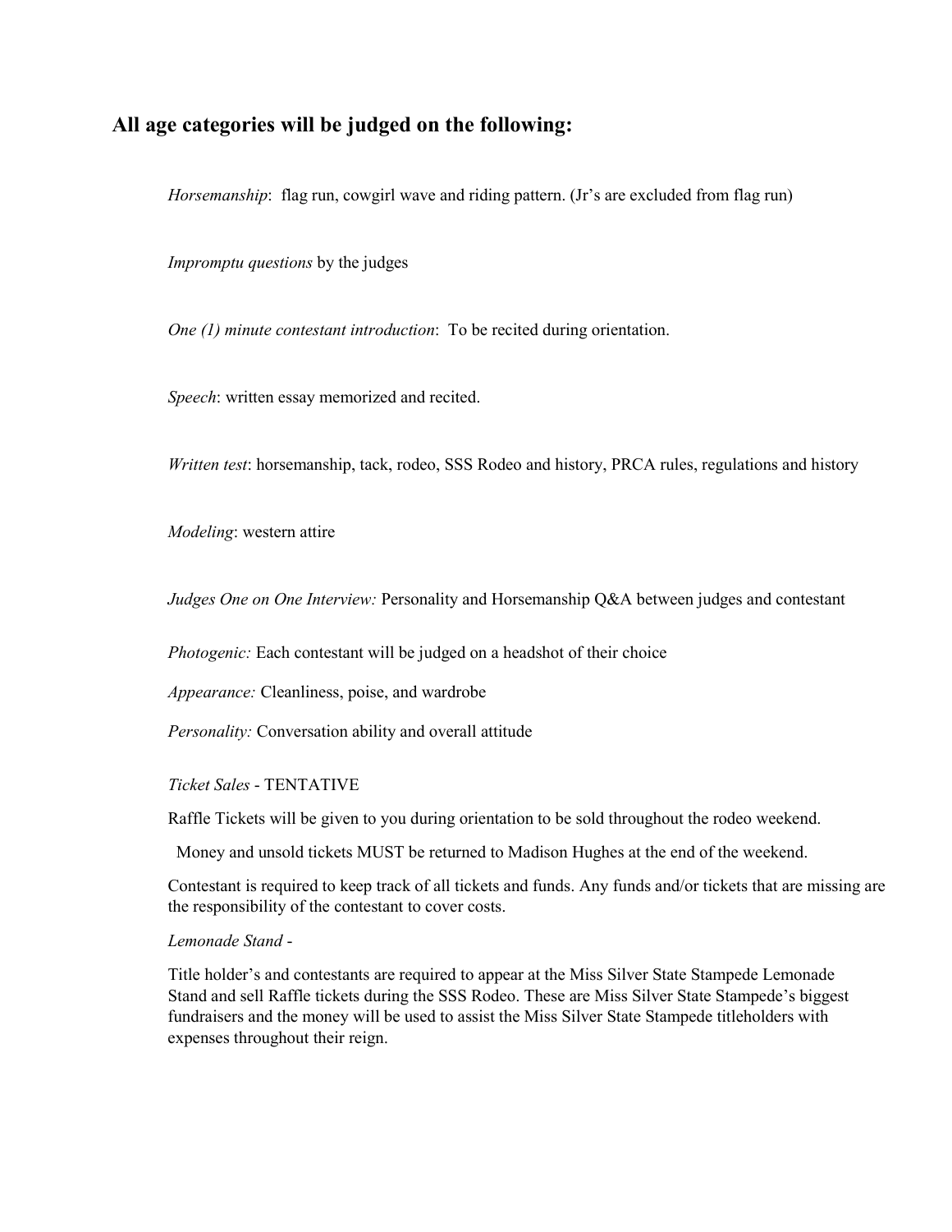## All age categories will be judged on the following:

*Horsemanship*: flag run, cowgirl wave and riding pattern. (Jr's are excluded from flag run)

*Impromptu questions* by the judges

*One (1) minute contestant introduction*: To be recited during orientation.

*Speech*: written essay memorized and recited.

*Written test*: horsemanship, tack, rodeo, SSS Rodeo and history, PRCA rules, regulations and history

*Modeling*: western attire

*Judges One on One Interview:* Personality and Horsemanship Q&A between judges and contestant

*Photogenic:* Each contestant will be judged on a headshot of their choice

*Appearance:* Cleanliness, poise, and wardrobe

*Personality:* Conversation ability and overall attitude

*Ticket Sales* - TENTATIVE

Raffle Tickets will be given to you during orientation to be sold throughout the rodeo weekend.

Money and unsold tickets MUST be returned to Madison Hughes at the end of the weekend.

Contestant is required to keep track of all tickets and funds. Any funds and/or tickets that are missing are the responsibility of the contestant to cover costs.

*Lemonade Stand* -

Title holder's and contestants are required to appear at the Miss Silver State Stampede Lemonade Stand and sell Raffle tickets during the SSS Rodeo. These are Miss Silver State Stampede's biggest fundraisers and the money will be used to assist the Miss Silver State Stampede titleholders with expenses throughout their reign.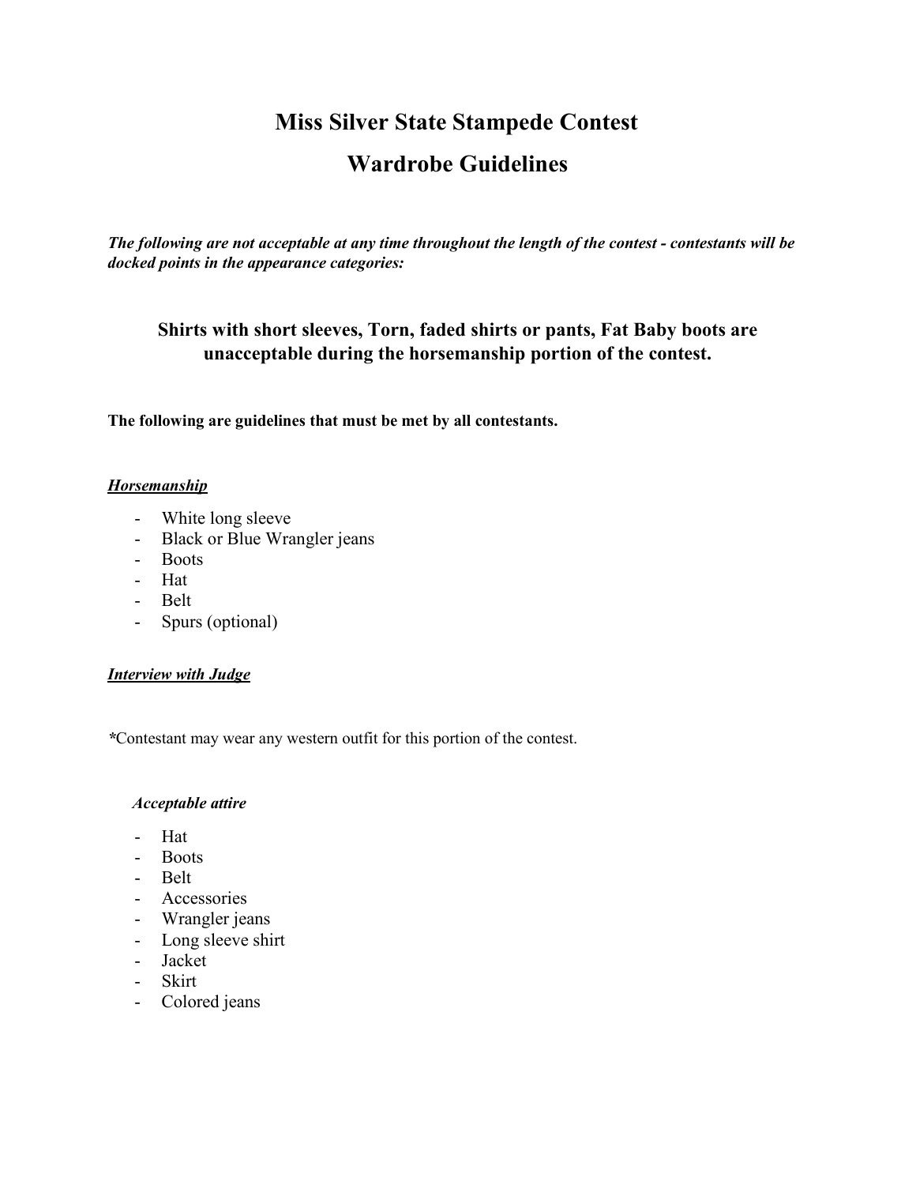# Miss Silver State Stampede Contest

# Wardrobe Guidelines

***The following are not acceptable at any time throughout the length of the contest - contestants will be docked points in the appearance categories:***

**Shirts with short sleeves, Torn, faded shirts or pants, Fat Baby boots are unacceptable during the horsemanship portion of the contest.**

**The following are guidelines that must be met by all contestants.**

***Horsemanship***

- White long sleeve
- Black or Blue Wrangler jeans
- Boots
- Hat
- Belt
- Spurs (optional)

***Interview with Judge***

***Contestant may wear any western outfit for this portion of the contest.

***Acceptable attire***

- Hat
- Boots
- Belt
- Accessories
- Wrangler jeans
- Long sleeve shirt
- Jacket
- Skirt
- Colored jeans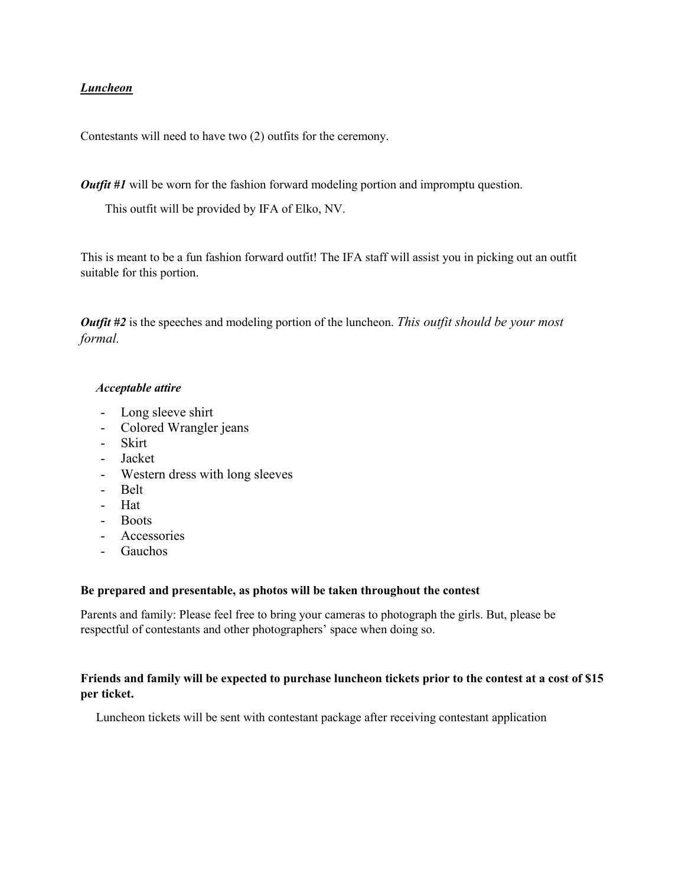***Luncheon***

Contestants will need to have two (2) outfits for the ceremony.

***Outfit #1*** will be worn for the fashion forward modeling portion and impromptu question.

This outfit will be provided by IFA of Elko, NV.

This is meant to be a fun fashion forward outfit! The IFA staff will assist you in picking out an outfit suitable for this portion.

***Outfit #2*** is the speeches and modeling portion of the luncheon. *This outfit should be your most formal.*

***Acceptable attire***

- Long sleeve shirt
- Colored Wrangler jeans
- Skirt
- Jacket
- Western dress with long sleeves
- Belt
- Hat
- Boots
- Accessories
- Gauchos

**Be prepared and presentable, as photos will be taken throughout the contest**

Parents and family: Please feel free to bring your cameras to photograph the girls. But, please be respectful of contestants and other photographers' space when doing so.

**Friends and family will be expected to purchase luncheon tickets prior to the contest at a cost of $15 per ticket.**

Luncheon tickets will be sent with contestant package after receiving contestant application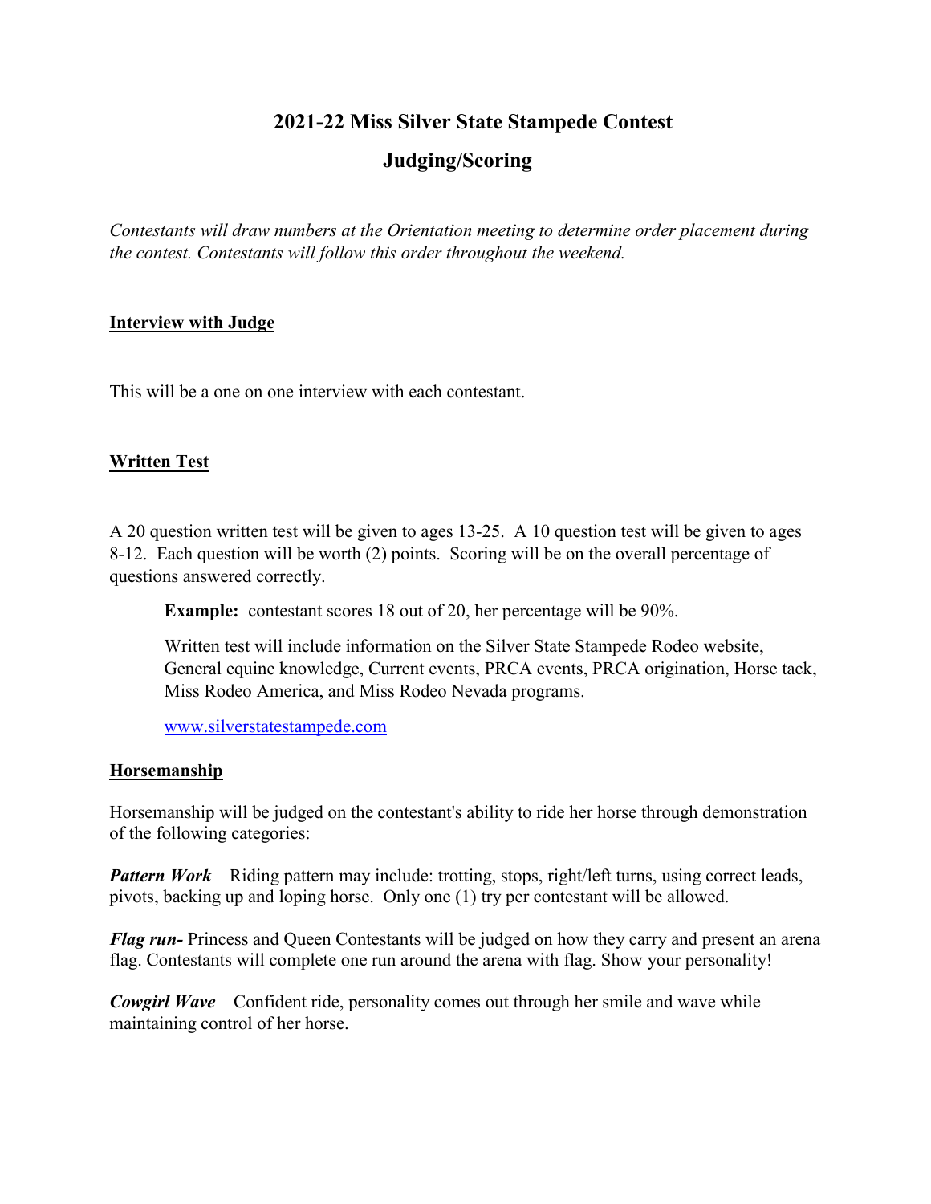# 2021-22 Miss Silver State Stampede Contest

## Judging/Scoring

*Contestants will draw numbers at the Orientation meeting to determine order placement during the contest. Contestants will follow this order throughout the weekend.*

**Interview with Judge**

This will be a one on one interview with each contestant.

**Written Test**

A 20 question written test will be given to ages 13-25. A 10 question test will be given to ages 8-12. Each question will be worth (2) points. Scoring will be on the overall percentage of questions answered correctly.

> **Example:** contestant scores 18 out of 20, her percentage will be 90%.
>
> Written test will include information on the Silver State Stampede Rodeo website, General equine knowledge, Current events, PRCA events, PRCA origination, Horse tack, Miss Rodeo America, and Miss Rodeo Nevada programs.
>
> www.silverstatestampede.com

**Horsemanship**

Horsemanship will be judged on the contestant's ability to ride her horse through demonstration of the following categories:

***Pattern Work*** – Riding pattern may include: trotting, stops, right/left turns, using correct leads, pivots, backing up and loping horse. Only one (1) try per contestant will be allowed.

***Flag run-*** Princess and Queen Contestants will be judged on how they carry and present an arena flag. Contestants will complete one run around the arena with flag. Show your personality!

***Cowgirl Wave*** – Confident ride, personality comes out through her smile and wave while maintaining control of her horse.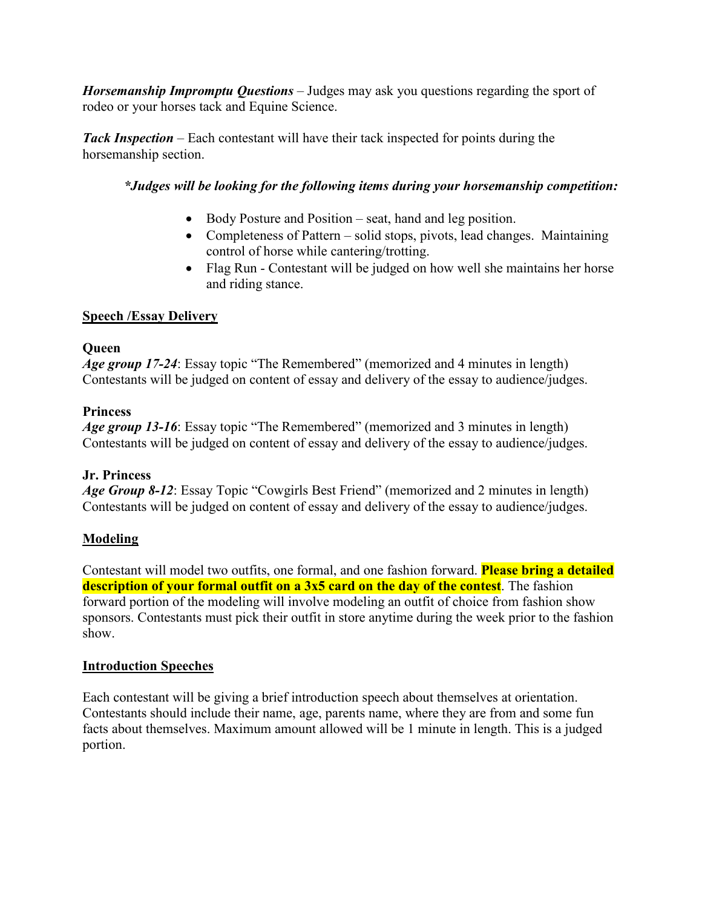***Horsemanship Impromptu Questions*** – Judges may ask you questions regarding the sport of rodeo or your horses tack and Equine Science.

***Tack Inspection*** – Each contestant will have their tack inspected for points during the horsemanship section.

***\*Judges will be looking for the following items during your horsemanship competition:***

- Body Posture and Position – seat, hand and leg position.
- Completeness of Pattern – solid stops, pivots, lead changes. Maintaining control of horse while cantering/trotting.
- Flag Run - Contestant will be judged on how well she maintains her horse and riding stance.

<u>**Speech /Essay Delivery**</u>

**Queen**
***Age group 17-24***: Essay topic "The Remembered" (memorized and 4 minutes in length) Contestants will be judged on content of essay and delivery of the essay to audience/judges.

**Princess**
***Age group 13-16***: Essay topic "The Remembered" (memorized and 3 minutes in length) Contestants will be judged on content of essay and delivery of the essay to audience/judges.

**Jr. Princess**
***Age Group 8-12***: Essay Topic "Cowgirls Best Friend" (memorized and 2 minutes in length) Contestants will be judged on content of essay and delivery of the essay to audience/judges.

<u>**Modeling**</u>

Contestant will model two outfits, one formal, and one fashion forward. **Please bring a detailed description of your formal outfit on a 3x5 card on the day of the contest**. The fashion forward portion of the modeling will involve modeling an outfit of choice from fashion show sponsors. Contestants must pick their outfit in store anytime during the week prior to the fashion show.

<u>**Introduction Speeches**</u>

Each contestant will be giving a brief introduction speech about themselves at orientation. Contestants should include their name, age, parents name, where they are from and some fun facts about themselves. Maximum amount allowed will be 1 minute in length. This is a judged portion.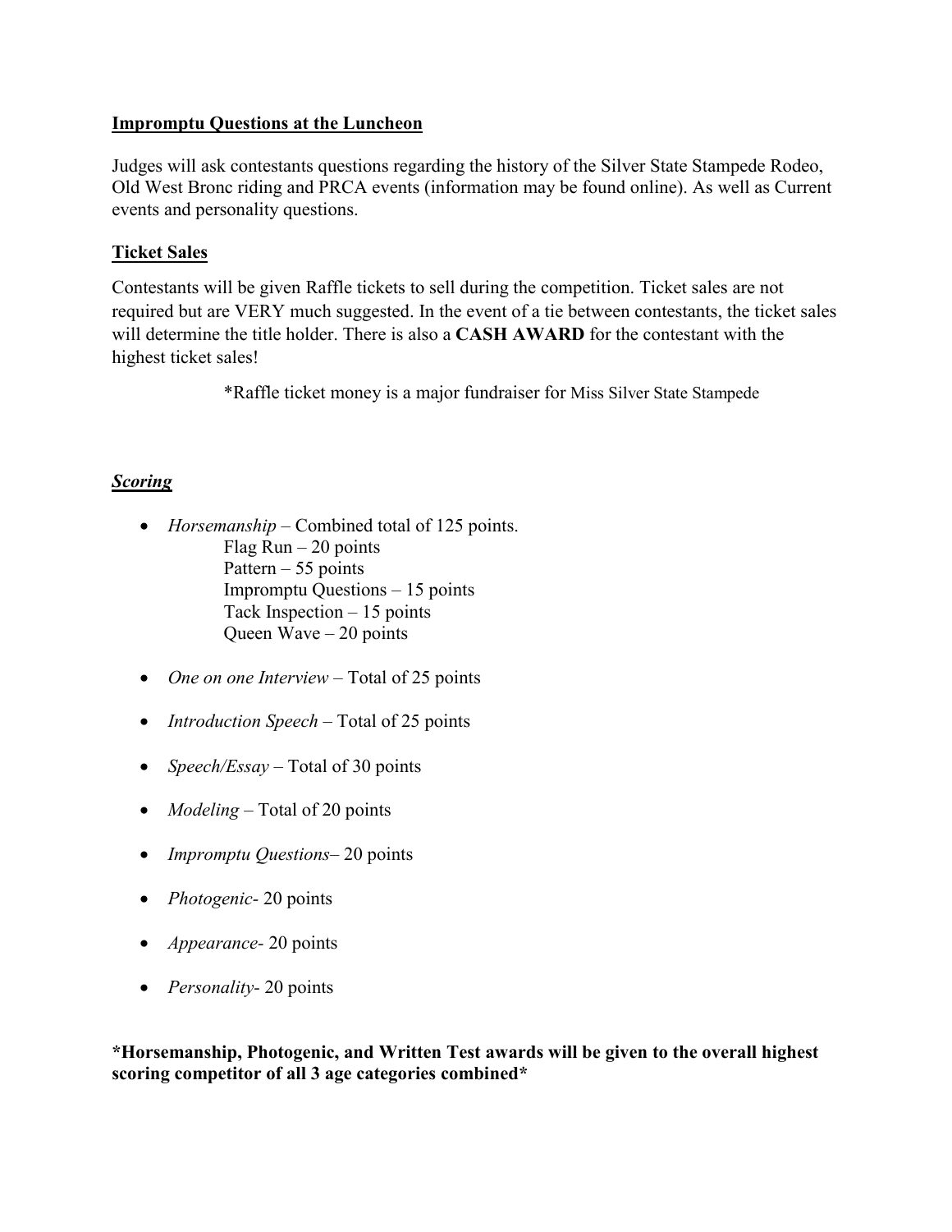**Impromptu Questions at the Luncheon**

Judges will ask contestants questions regarding the history of the Silver State Stampede Rodeo, Old West Bronc riding and PRCA events (information may be found online). As well as Current events and personality questions.

**Ticket Sales**

Contestants will be given Raffle tickets to sell during the competition. Ticket sales are not required but are VERY much suggested. In the event of a tie between contestants, the ticket sales will determine the title holder. There is also a **CASH AWARD** for the contestant with the highest ticket sales!

*Raffle ticket money is a major fundraiser for Miss Silver State Stampede

***Scoring***

- *Horsemanship* – Combined total of 125 points.
  - Flag Run – 20 points
  - Pattern – 55 points
  - Impromptu Questions – 15 points
  - Tack Inspection – 15 points
  - Queen Wave – 20 points
- *One on one Interview* – Total of 25 points
- *Introduction Speech* – Total of 25 points
- *Speech/Essay* – Total of 30 points
- *Modeling* – Total of 20 points
- *Impromptu Questions*– 20 points
- *Photogenic*- 20 points
- *Appearance*- 20 points
- *Personality*- 20 points

**\*Horsemanship, Photogenic, and Written Test awards will be given to the overall highest scoring competitor of all 3 age categories combined\***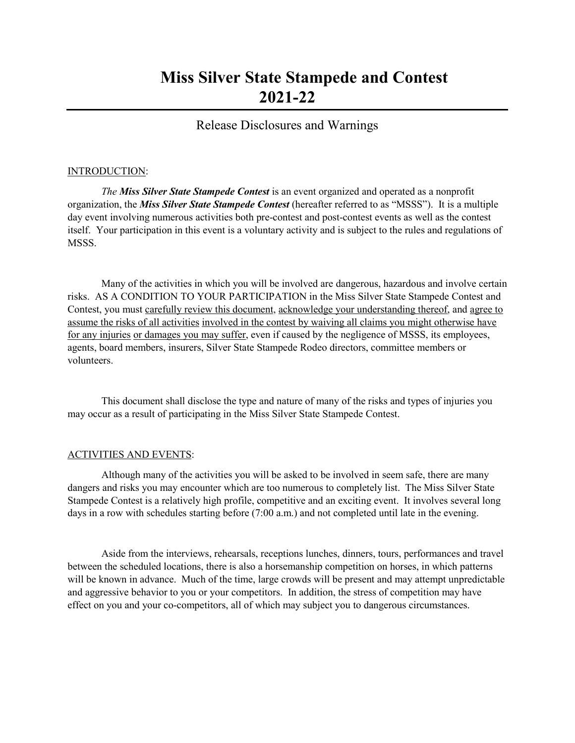# Miss Silver State Stampede and Contest 2021-22

## Release Disclosures and Warnings

INTRODUCTION:

*The **Miss Silver State Stampede Contest*** is an event organized and operated as a nonprofit organization, the ***Miss Silver State Stampede Contest*** (hereafter referred to as "MSSS"). It is a multiple day event involving numerous activities both pre-contest and post-contest events as well as the contest itself. Your participation in this event is a voluntary activity and is subject to the rules and regulations of MSSS.

Many of the activities in which you will be involved are dangerous, hazardous and involve certain risks. AS A CONDITION TO YOUR PARTICIPATION in the Miss Silver State Stampede Contest and Contest, you must carefully review this document, acknowledge your understanding thereof, and agree to assume the risks of all activities involved in the contest by waiving all claims you might otherwise have for any injuries or damages you may suffer, even if caused by the negligence of MSSS, its employees, agents, board members, insurers, Silver State Stampede Rodeo directors, committee members or volunteers.

This document shall disclose the type and nature of many of the risks and types of injuries you may occur as a result of participating in the Miss Silver State Stampede Contest.

ACTIVITIES AND EVENTS:

Although many of the activities you will be asked to be involved in seem safe, there are many dangers and risks you may encounter which are too numerous to completely list. The Miss Silver State Stampede Contest is a relatively high profile, competitive and an exciting event. It involves several long days in a row with schedules starting before (7:00 a.m.) and not completed until late in the evening.

Aside from the interviews, rehearsals, receptions lunches, dinners, tours, performances and travel between the scheduled locations, there is also a horsemanship competition on horses, in which patterns will be known in advance. Much of the time, large crowds will be present and may attempt unpredictable and aggressive behavior to you or your competitors. In addition, the stress of competition may have effect on you and your co-competitors, all of which may subject you to dangerous circumstances.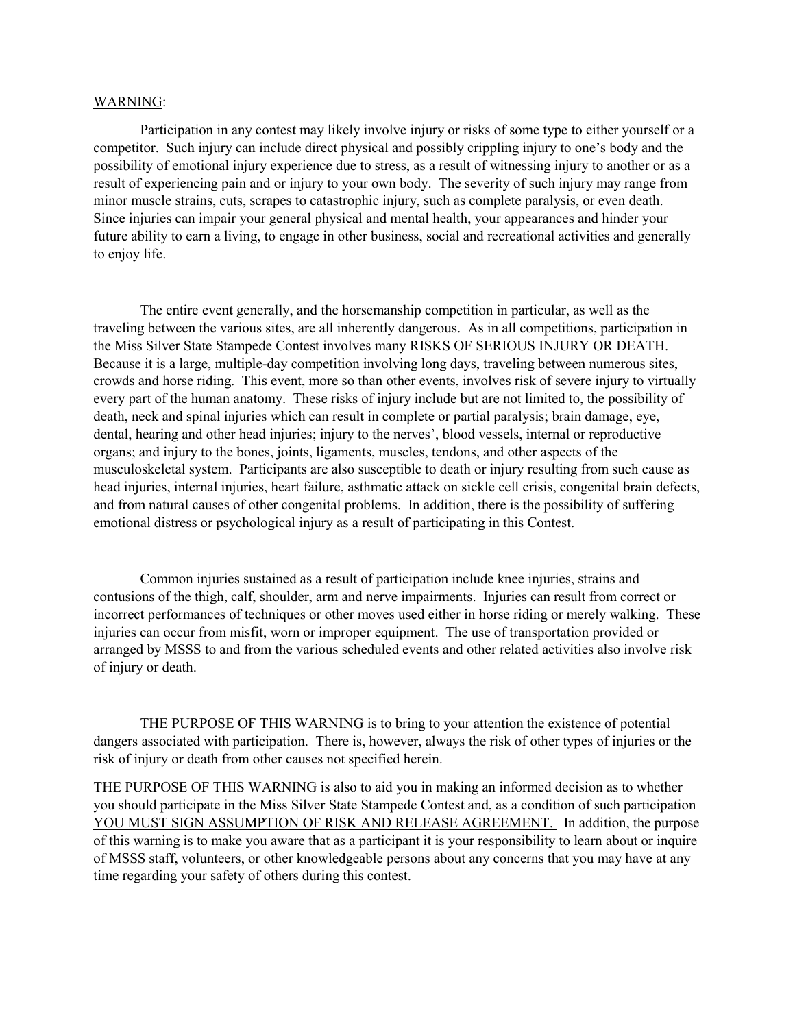<u>WARNING</u>:

Participation in any contest may likely involve injury or risks of some type to either yourself or a competitor. Such injury can include direct physical and possibly crippling injury to one's body and the possibility of emotional injury experience due to stress, as a result of witnessing injury to another or as a result of experiencing pain and or injury to your own body. The severity of such injury may range from minor muscle strains, cuts, scrapes to catastrophic injury, such as complete paralysis, or even death. Since injuries can impair your general physical and mental health, your appearances and hinder your future ability to earn a living, to engage in other business, social and recreational activities and generally to enjoy life.

The entire event generally, and the horsemanship competition in particular, as well as the traveling between the various sites, are all inherently dangerous. As in all competitions, participation in the Miss Silver State Stampede Contest involves many RISKS OF SERIOUS INJURY OR DEATH. Because it is a large, multiple-day competition involving long days, traveling between numerous sites, crowds and horse riding. This event, more so than other events, involves risk of severe injury to virtually every part of the human anatomy. These risks of injury include but are not limited to, the possibility of death, neck and spinal injuries which can result in complete or partial paralysis; brain damage, eye, dental, hearing and other head injuries; injury to the nerves', blood vessels, internal or reproductive organs; and injury to the bones, joints, ligaments, muscles, tendons, and other aspects of the musculoskeletal system. Participants are also susceptible to death or injury resulting from such cause as head injuries, internal injuries, heart failure, asthmatic attack on sickle cell crisis, congenital brain defects, and from natural causes of other congenital problems. In addition, there is the possibility of suffering emotional distress or psychological injury as a result of participating in this Contest.

Common injuries sustained as a result of participation include knee injuries, strains and contusions of the thigh, calf, shoulder, arm and nerve impairments. Injuries can result from correct or incorrect performances of techniques or other moves used either in horse riding or merely walking. These injuries can occur from misfit, worn or improper equipment. The use of transportation provided or arranged by MSSS to and from the various scheduled events and other related activities also involve risk of injury or death.

THE PURPOSE OF THIS WARNING is to bring to your attention the existence of potential dangers associated with participation. There is, however, always the risk of other types of injuries or the risk of injury or death from other causes not specified herein.

THE PURPOSE OF THIS WARNING is also to aid you in making an informed decision as to whether you should participate in the Miss Silver State Stampede Contest and, as a condition of such participation <u>YOU MUST SIGN ASSUMPTION OF RISK AND RELEASE AGREEMENT.</u> In addition, the purpose of this warning is to make you aware that as a participant it is your responsibility to learn about or inquire of MSSS staff, volunteers, or other knowledgeable persons about any concerns that you may have at any time regarding your safety of others during this contest.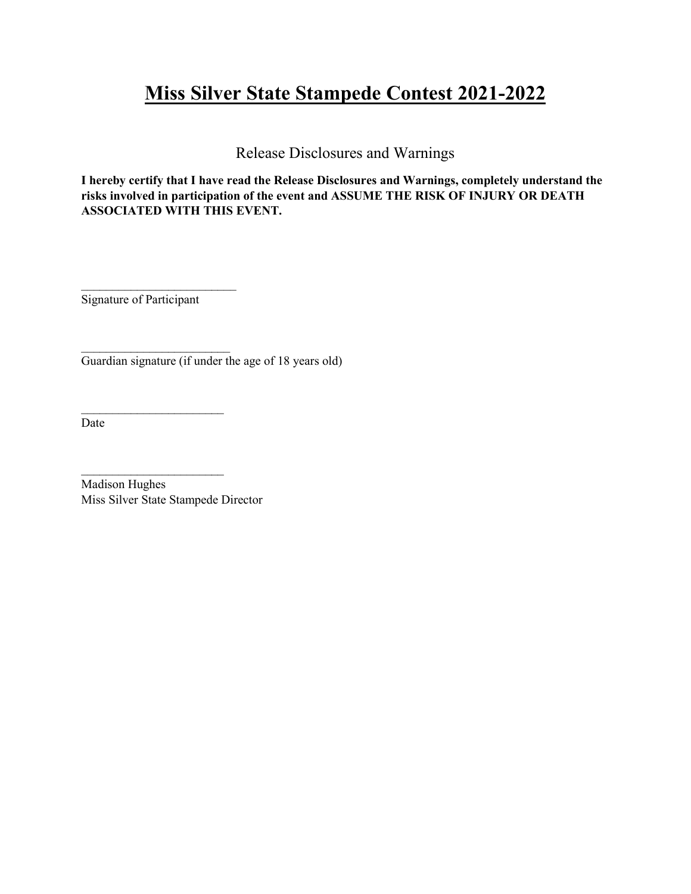# Miss Silver State Stampede Contest 2021-2022

Release Disclosures and Warnings

**I hereby certify that I have read the Release Disclosures and Warnings, completely understand the risks involved in participation of the event and ASSUME THE RISK OF INJURY OR DEATH ASSOCIATED WITH THIS EVENT.**

__________________________
Signature of Participant

_________________________
Guardian signature (if under the age of 18 years old)

________________________
Date

________________________
Madison Hughes
Miss Silver State Stampede Director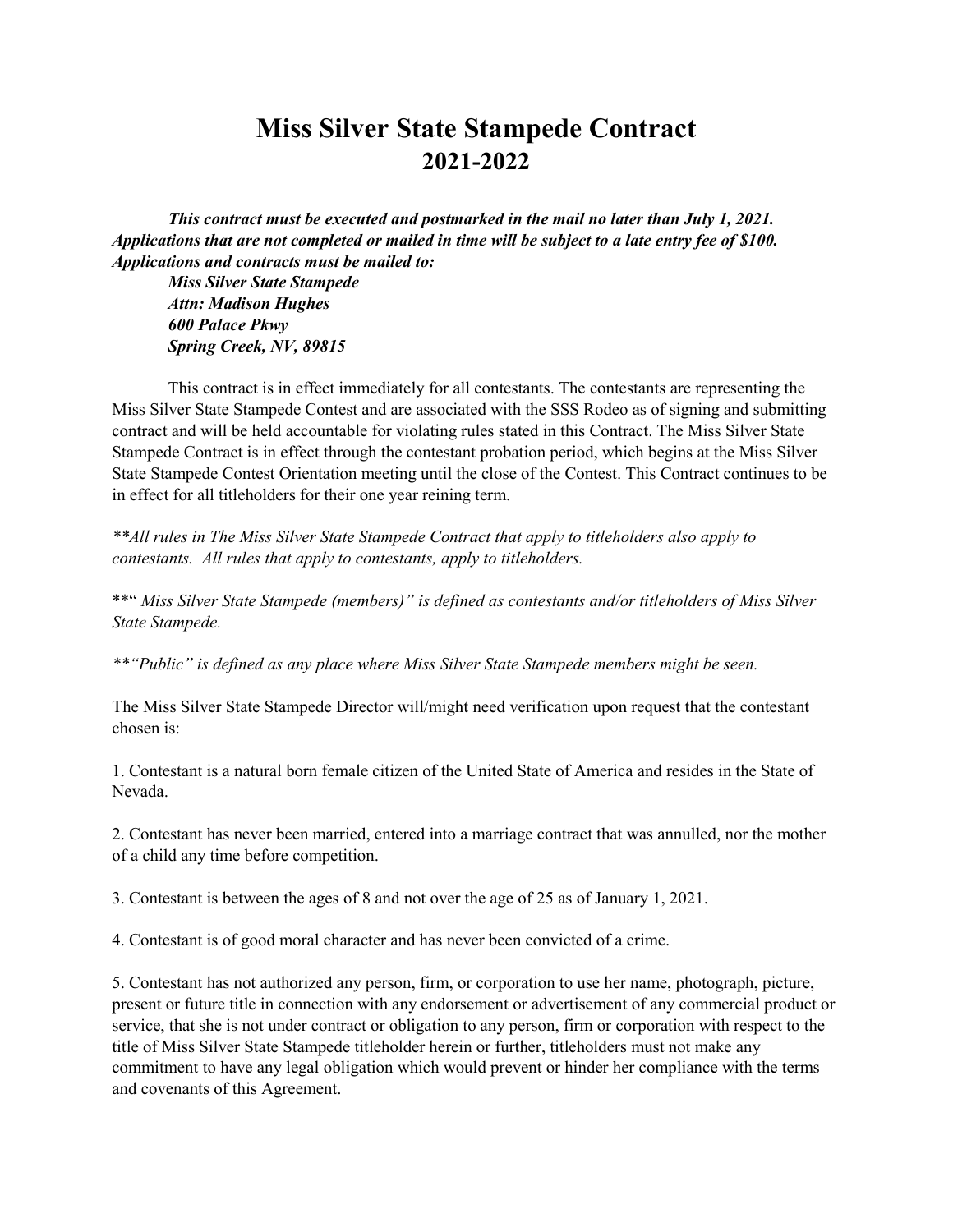# Miss Silver State Stampede Contract 2021-2022

***This contract must be executed and postmarked in the mail no later than July 1, 2021. Applications that are not completed or mailed in time will be subject to a late entry fee of $100. Applications and contracts must be mailed to:***

***Miss Silver State Stampede***
***Attn: Madison Hughes***
***600 Palace Pkwy***
***Spring Creek, NV, 89815***

This contract is in effect immediately for all contestants. The contestants are representing the Miss Silver State Stampede Contest and are associated with the SSS Rodeo as of signing and submitting contract and will be held accountable for violating rules stated in this Contract. The Miss Silver State Stampede Contract is in effect through the contestant probation period, which begins at the Miss Silver State Stampede Contest Orientation meeting until the close of the Contest. This Contract continues to be in effect for all titleholders for their one year reining term.

*\*\*All rules in The Miss Silver State Stampede Contract that apply to titleholders also apply to contestants. All rules that apply to contestants, apply to titleholders.*

\*\*" *Miss Silver State Stampede (members)" is defined as contestants and/or titleholders of Miss Silver State Stampede.*

*\*\*"Public" is defined as any place where Miss Silver State Stampede members might be seen.*

The Miss Silver State Stampede Director will/might need verification upon request that the contestant chosen is:

1. Contestant is a natural born female citizen of the United State of America and resides in the State of Nevada.

2. Contestant has never been married, entered into a marriage contract that was annulled, nor the mother of a child any time before competition.

3. Contestant is between the ages of 8 and not over the age of 25 as of January 1, 2021.

4. Contestant is of good moral character and has never been convicted of a crime.

5. Contestant has not authorized any person, firm, or corporation to use her name, photograph, picture, present or future title in connection with any endorsement or advertisement of any commercial product or service, that she is not under contract or obligation to any person, firm or corporation with respect to the title of Miss Silver State Stampede titleholder herein or further, titleholders must not make any commitment to have any legal obligation which would prevent or hinder her compliance with the terms and covenants of this Agreement.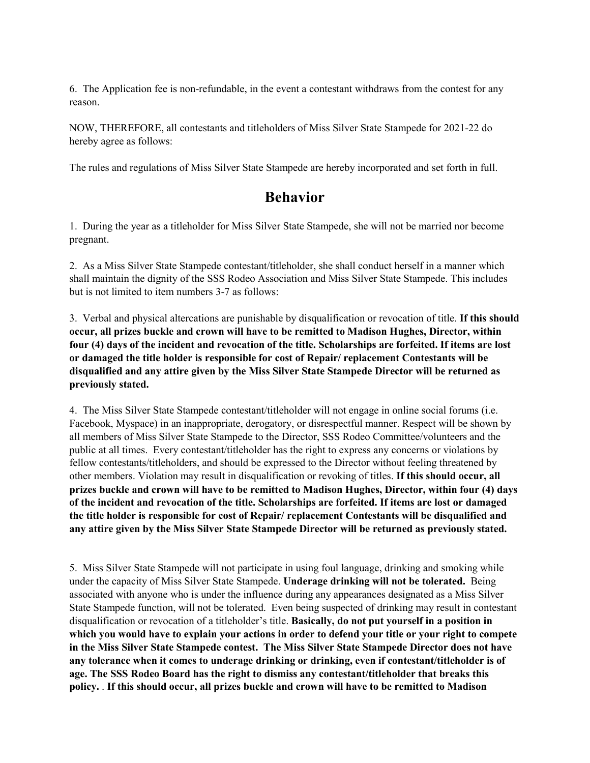6. The Application fee is non-refundable, in the event a contestant withdraws from the contest for any reason.

NOW, THEREFORE, all contestants and titleholders of Miss Silver State Stampede for 2021-22 do hereby agree as follows:

The rules and regulations of Miss Silver State Stampede are hereby incorporated and set forth in full.

## Behavior

1. During the year as a titleholder for Miss Silver State Stampede, she will not be married nor become pregnant.

2. As a Miss Silver State Stampede contestant/titleholder, she shall conduct herself in a manner which shall maintain the dignity of the SSS Rodeo Association and Miss Silver State Stampede. This includes but is not limited to item numbers 3-7 as follows:

3. Verbal and physical altercations are punishable by disqualification or revocation of title. **If this should occur, all prizes buckle and crown will have to be remitted to Madison Hughes, Director, within four (4) days of the incident and revocation of the title. Scholarships are forfeited. If items are lost or damaged the title holder is responsible for cost of Repair/ replacement Contestants will be disqualified and any attire given by the Miss Silver State Stampede Director will be returned as previously stated.**

4. The Miss Silver State Stampede contestant/titleholder will not engage in online social forums (i.e. Facebook, Myspace) in an inappropriate, derogatory, or disrespectful manner. Respect will be shown by all members of Miss Silver State Stampede to the Director, SSS Rodeo Committee/volunteers and the public at all times. Every contestant/titleholder has the right to express any concerns or violations by fellow contestants/titleholders, and should be expressed to the Director without feeling threatened by other members. Violation may result in disqualification or revoking of titles. **If this should occur, all prizes buckle and crown will have to be remitted to Madison Hughes, Director, within four (4) days of the incident and revocation of the title. Scholarships are forfeited. If items are lost or damaged the title holder is responsible for cost of Repair/ replacement Contestants will be disqualified and any attire given by the Miss Silver State Stampede Director will be returned as previously stated.**

5. Miss Silver State Stampede will not participate in using foul language, drinking and smoking while under the capacity of Miss Silver State Stampede. **Underage drinking will not be tolerated.** Being associated with anyone who is under the influence during any appearances designated as a Miss Silver State Stampede function, will not be tolerated. Even being suspected of drinking may result in contestant disqualification or revocation of a titleholder's title. **Basically, do not put yourself in a position in which you would have to explain your actions in order to defend your title or your right to compete in the Miss Silver State Stampede contest. The Miss Silver State Stampede Director does not have any tolerance when it comes to underage drinking or drinking, even if contestant/titleholder is of age. The SSS Rodeo Board has the right to dismiss any contestant/titleholder that breaks this policy.** . **If this should occur, all prizes buckle and crown will have to be remitted to Madison**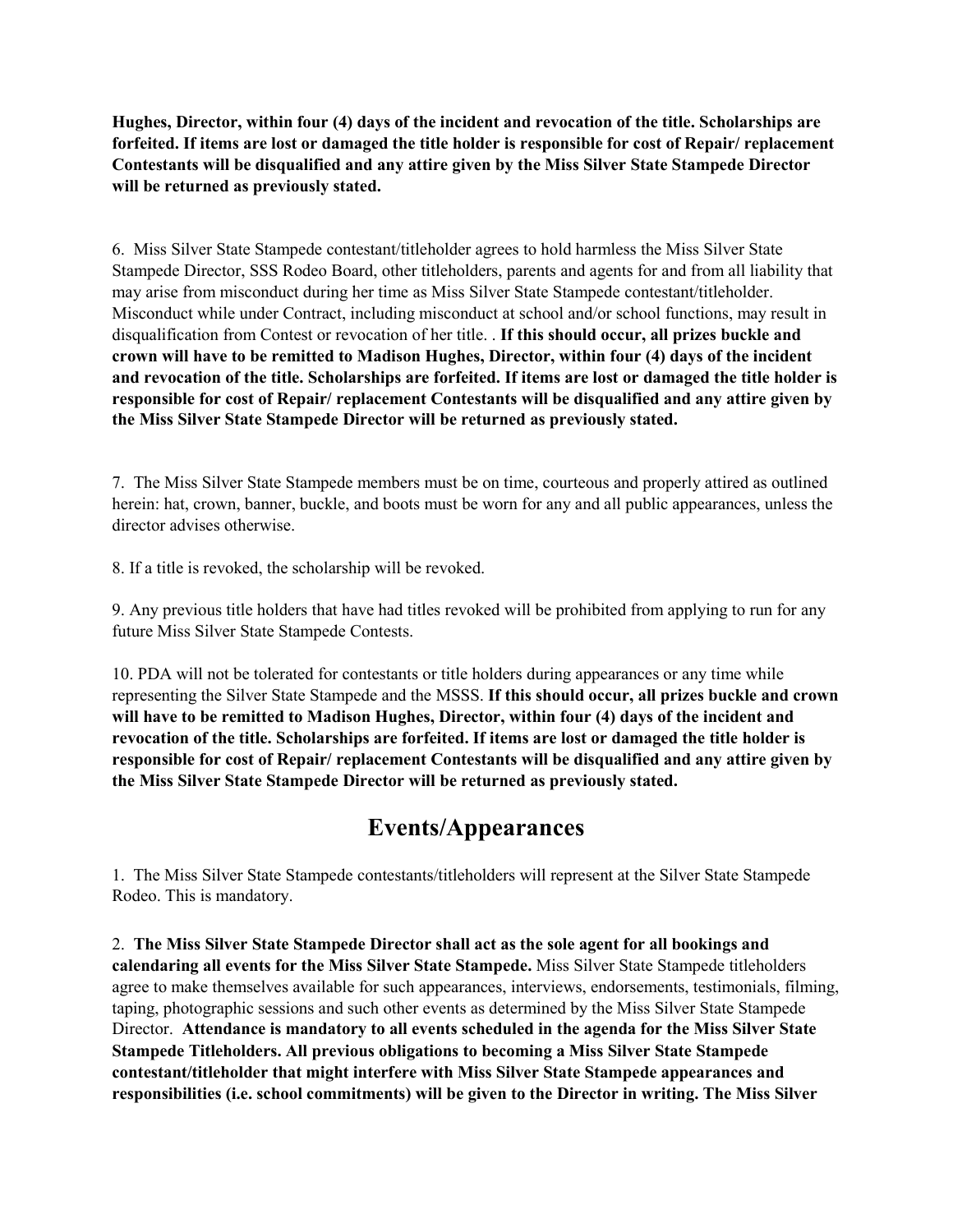**Hughes, Director, within four (4) days of the incident and revocation of the title. Scholarships are forfeited. If items are lost or damaged the title holder is responsible for cost of Repair/ replacement Contestants will be disqualified and any attire given by the Miss Silver State Stampede Director will be returned as previously stated.**

6. Miss Silver State Stampede contestant/titleholder agrees to hold harmless the Miss Silver State Stampede Director, SSS Rodeo Board, other titleholders, parents and agents for and from all liability that may arise from misconduct during her time as Miss Silver State Stampede contestant/titleholder. Misconduct while under Contract, including misconduct at school and/or school functions, may result in disqualification from Contest or revocation of her title. . **If this should occur, all prizes buckle and crown will have to be remitted to Madison Hughes, Director, within four (4) days of the incident and revocation of the title. Scholarships are forfeited. If items are lost or damaged the title holder is responsible for cost of Repair/ replacement Contestants will be disqualified and any attire given by the Miss Silver State Stampede Director will be returned as previously stated.**

7. The Miss Silver State Stampede members must be on time, courteous and properly attired as outlined herein: hat, crown, banner, buckle, and boots must be worn for any and all public appearances, unless the director advises otherwise.

8. If a title is revoked, the scholarship will be revoked.

9. Any previous title holders that have had titles revoked will be prohibited from applying to run for any future Miss Silver State Stampede Contests.

10. PDA will not be tolerated for contestants or title holders during appearances or any time while representing the Silver State Stampede and the MSSS. **If this should occur, all prizes buckle and crown will have to be remitted to Madison Hughes, Director, within four (4) days of the incident and revocation of the title. Scholarships are forfeited. If items are lost or damaged the title holder is responsible for cost of Repair/ replacement Contestants will be disqualified and any attire given by the Miss Silver State Stampede Director will be returned as previously stated.**

## Events/Appearances

1. The Miss Silver State Stampede contestants/titleholders will represent at the Silver State Stampede Rodeo. This is mandatory.

2. **The Miss Silver State Stampede Director shall act as the sole agent for all bookings and calendaring all events for the Miss Silver State Stampede.** Miss Silver State Stampede titleholders agree to make themselves available for such appearances, interviews, endorsements, testimonials, filming, taping, photographic sessions and such other events as determined by the Miss Silver State Stampede Director. **Attendance is mandatory to all events scheduled in the agenda for the Miss Silver State Stampede Titleholders. All previous obligations to becoming a Miss Silver State Stampede contestant/titleholder that might interfere with Miss Silver State Stampede appearances and responsibilities (i.e. school commitments) will be given to the Director in writing. The Miss Silver**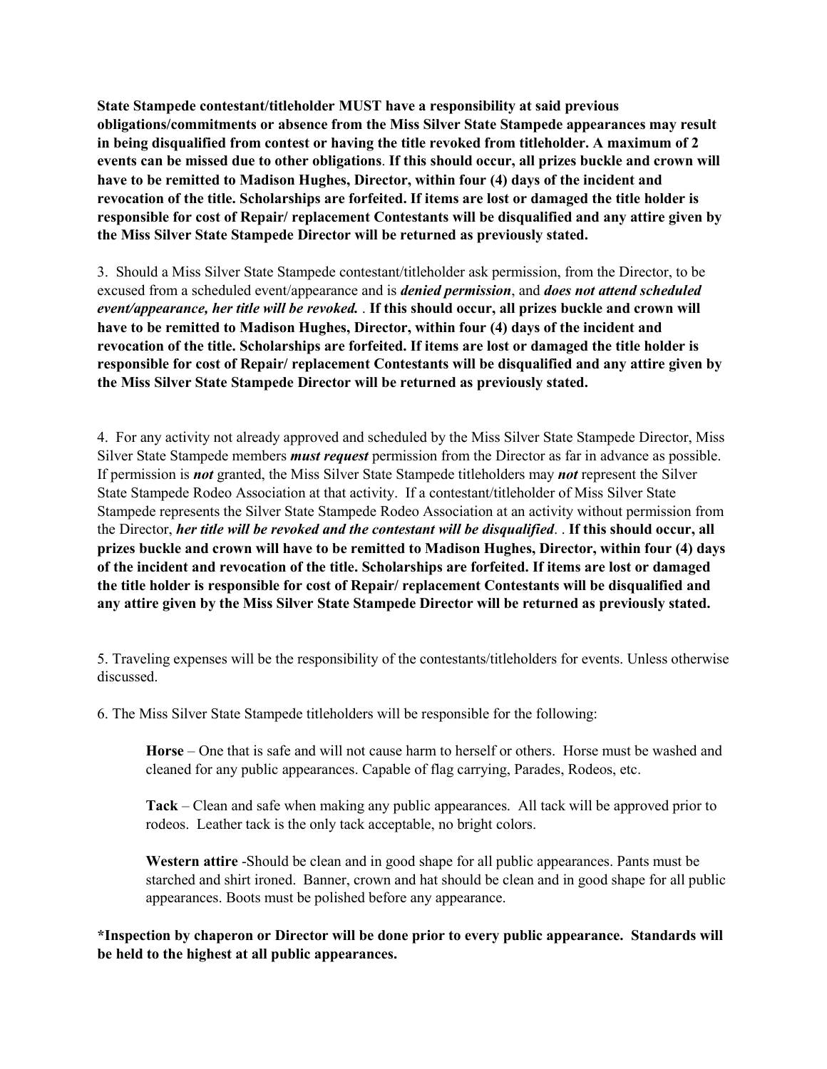**State Stampede contestant/titleholder MUST have a responsibility at said previous obligations/commitments or absence from the Miss Silver State Stampede appearances may result in being disqualified from contest or having the title revoked from titleholder. A maximum of 2 events can be missed due to other obligations**. **If this should occur, all prizes buckle and crown will have to be remitted to Madison Hughes, Director, within four (4) days of the incident and revocation of the title. Scholarships are forfeited. If items are lost or damaged the title holder is responsible for cost of Repair/ replacement Contestants will be disqualified and any attire given by the Miss Silver State Stampede Director will be returned as previously stated.**

3. Should a Miss Silver State Stampede contestant/titleholder ask permission, from the Director, to be excused from a scheduled event/appearance and is ***denied permission***, and ***does not attend scheduled event/appearance, her title will be revoked.*** . **If this should occur, all prizes buckle and crown will have to be remitted to Madison Hughes, Director, within four (4) days of the incident and revocation of the title. Scholarships are forfeited. If items are lost or damaged the title holder is responsible for cost of Repair/ replacement Contestants will be disqualified and any attire given by the Miss Silver State Stampede Director will be returned as previously stated.**

4. For any activity not already approved and scheduled by the Miss Silver State Stampede Director, Miss Silver State Stampede members ***must request*** permission from the Director as far in advance as possible. If permission is ***not*** granted, the Miss Silver State Stampede titleholders may ***not*** represent the Silver State Stampede Rodeo Association at that activity. If a contestant/titleholder of Miss Silver State Stampede represents the Silver State Stampede Rodeo Association at an activity without permission from the Director, ***her title will be revoked and the contestant will be disqualified***. . **If this should occur, all prizes buckle and crown will have to be remitted to Madison Hughes, Director, within four (4) days of the incident and revocation of the title. Scholarships are forfeited. If items are lost or damaged the title holder is responsible for cost of Repair/ replacement Contestants will be disqualified and any attire given by the Miss Silver State Stampede Director will be returned as previously stated.**

5. Traveling expenses will be the responsibility of the contestants/titleholders for events. Unless otherwise discussed.

6. The Miss Silver State Stampede titleholders will be responsible for the following:

> **Horse** – One that is safe and will not cause harm to herself or others. Horse must be washed and cleaned for any public appearances. Capable of flag carrying, Parades, Rodeos, etc.
>
> **Tack** – Clean and safe when making any public appearances. All tack will be approved prior to rodeos. Leather tack is the only tack acceptable, no bright colors.
>
> **Western attire** -Should be clean and in good shape for all public appearances. Pants must be starched and shirt ironed. Banner, crown and hat should be clean and in good shape for all public appearances. Boots must be polished before any appearance.

**\*Inspection by chaperon or Director will be done prior to every public appearance. Standards will be held to the highest at all public appearances.**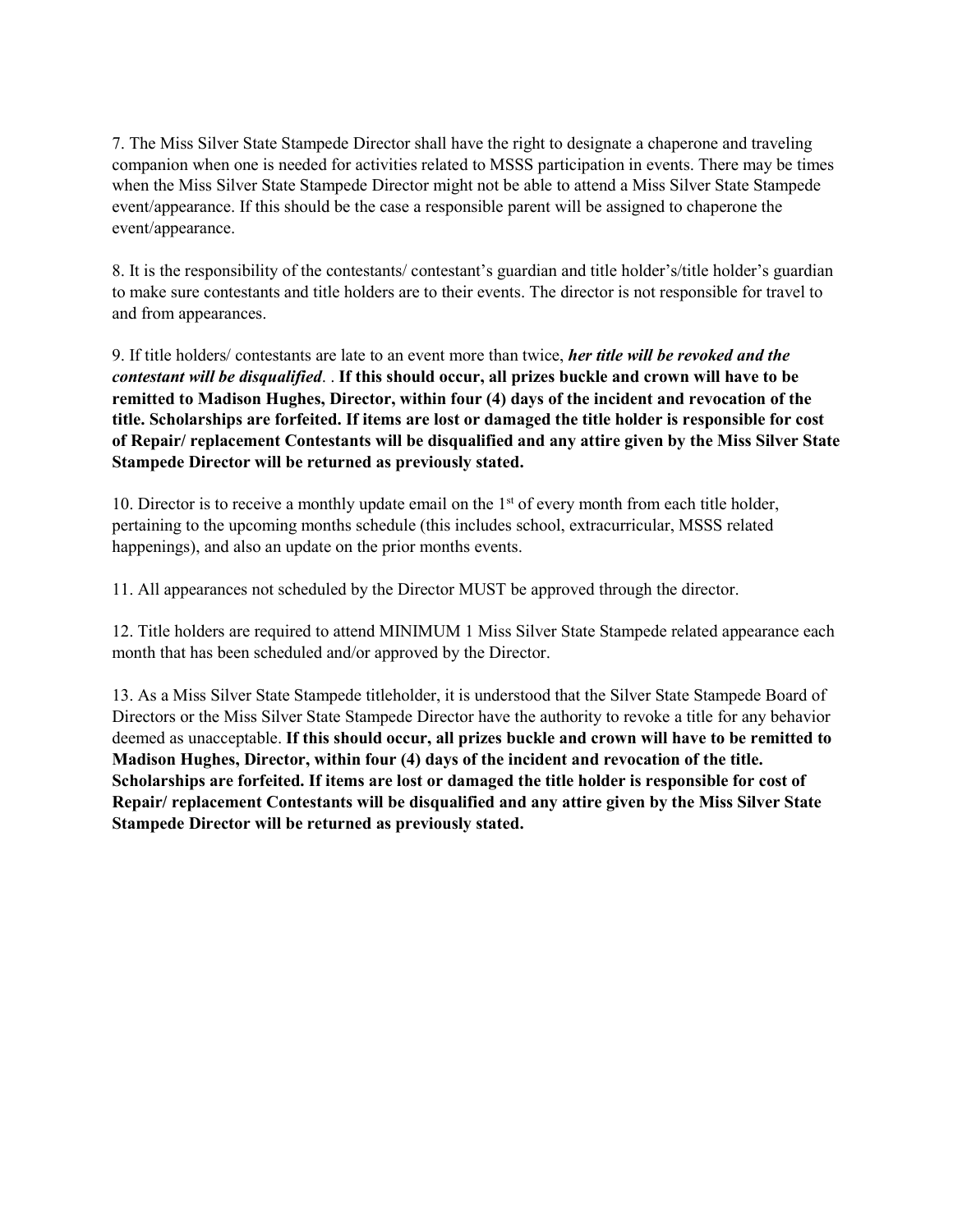7. The Miss Silver State Stampede Director shall have the right to designate a chaperone and traveling companion when one is needed for activities related to MSSS participation in events. There may be times when the Miss Silver State Stampede Director might not be able to attend a Miss Silver State Stampede event/appearance. If this should be the case a responsible parent will be assigned to chaperone the event/appearance.

8. It is the responsibility of the contestants/ contestant's guardian and title holder's/title holder's guardian to make sure contestants and title holders are to their events. The director is not responsible for travel to and from appearances.

9. If title holders/ contestants are late to an event more than twice, ***her title will be revoked and the contestant will be disqualified***. . **If this should occur, all prizes buckle and crown will have to be remitted to Madison Hughes, Director, within four (4) days of the incident and revocation of the title. Scholarships are forfeited. If items are lost or damaged the title holder is responsible for cost of Repair/ replacement Contestants will be disqualified and any attire given by the Miss Silver State Stampede Director will be returned as previously stated.**

10. Director is to receive a monthly update email on the 1st of every month from each title holder, pertaining to the upcoming months schedule (this includes school, extracurricular, MSSS related happenings), and also an update on the prior months events.

11. All appearances not scheduled by the Director MUST be approved through the director.

12. Title holders are required to attend MINIMUM 1 Miss Silver State Stampede related appearance each month that has been scheduled and/or approved by the Director.

13. As a Miss Silver State Stampede titleholder, it is understood that the Silver State Stampede Board of Directors or the Miss Silver State Stampede Director have the authority to revoke a title for any behavior deemed as unacceptable. **If this should occur, all prizes buckle and crown will have to be remitted to Madison Hughes, Director, within four (4) days of the incident and revocation of the title. Scholarships are forfeited. If items are lost or damaged the title holder is responsible for cost of Repair/ replacement Contestants will be disqualified and any attire given by the Miss Silver State Stampede Director will be returned as previously stated.**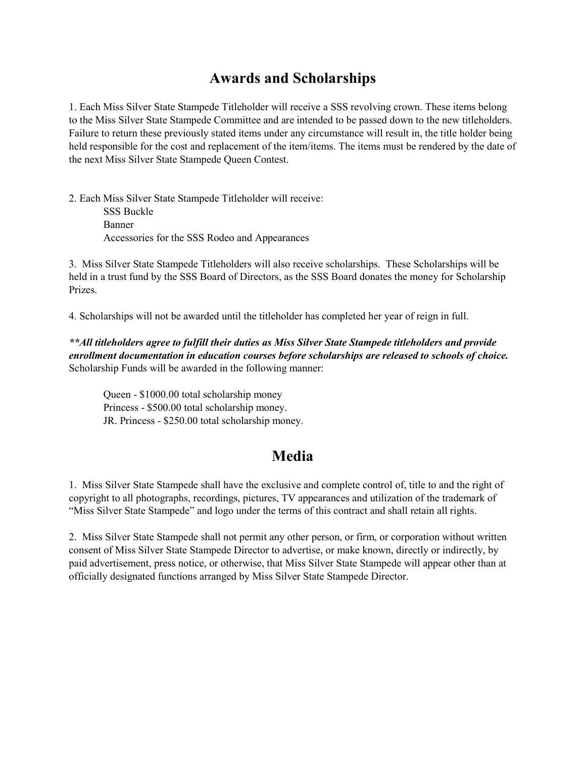## Awards and Scholarships

1. Each Miss Silver State Stampede Titleholder will receive a SSS revolving crown. These items belong to the Miss Silver State Stampede Committee and are intended to be passed down to the new titleholders. Failure to return these previously stated items under any circumstance will result in, the title holder being held responsible for the cost and replacement of the item/items. The items must be rendered by the date of the next Miss Silver State Stampede Queen Contest.

2. Each Miss Silver State Stampede Titleholder will receive:
   - SSS Buckle
   - Banner
   - Accessories for the SSS Rodeo and Appearances

3. Miss Silver State Stampede Titleholders will also receive scholarships. These Scholarships will be held in a trust fund by the SSS Board of Directors, as the SSS Board donates the money for Scholarship Prizes.

4. Scholarships will not be awarded until the titleholder has completed her year of reign in full.

***\*\*All titleholders agree to fulfill their duties as Miss Silver State Stampede titleholders and provide enrollment documentation in education courses before scholarships are released to schools of choice.*** Scholarship Funds will be awarded in the following manner:

Queen - $1000.00 total scholarship money
Princess - $500.00 total scholarship money.
JR. Princess - $250.00 total scholarship money.

## Media

1. Miss Silver State Stampede shall have the exclusive and complete control of, title to and the right of copyright to all photographs, recordings, pictures, TV appearances and utilization of the trademark of "Miss Silver State Stampede" and logo under the terms of this contract and shall retain all rights.

2. Miss Silver State Stampede shall not permit any other person, or firm, or corporation without written consent of Miss Silver State Stampede Director to advertise, or make known, directly or indirectly, by paid advertisement, press notice, or otherwise, that Miss Silver State Stampede will appear other than at officially designated functions arranged by Miss Silver State Stampede Director.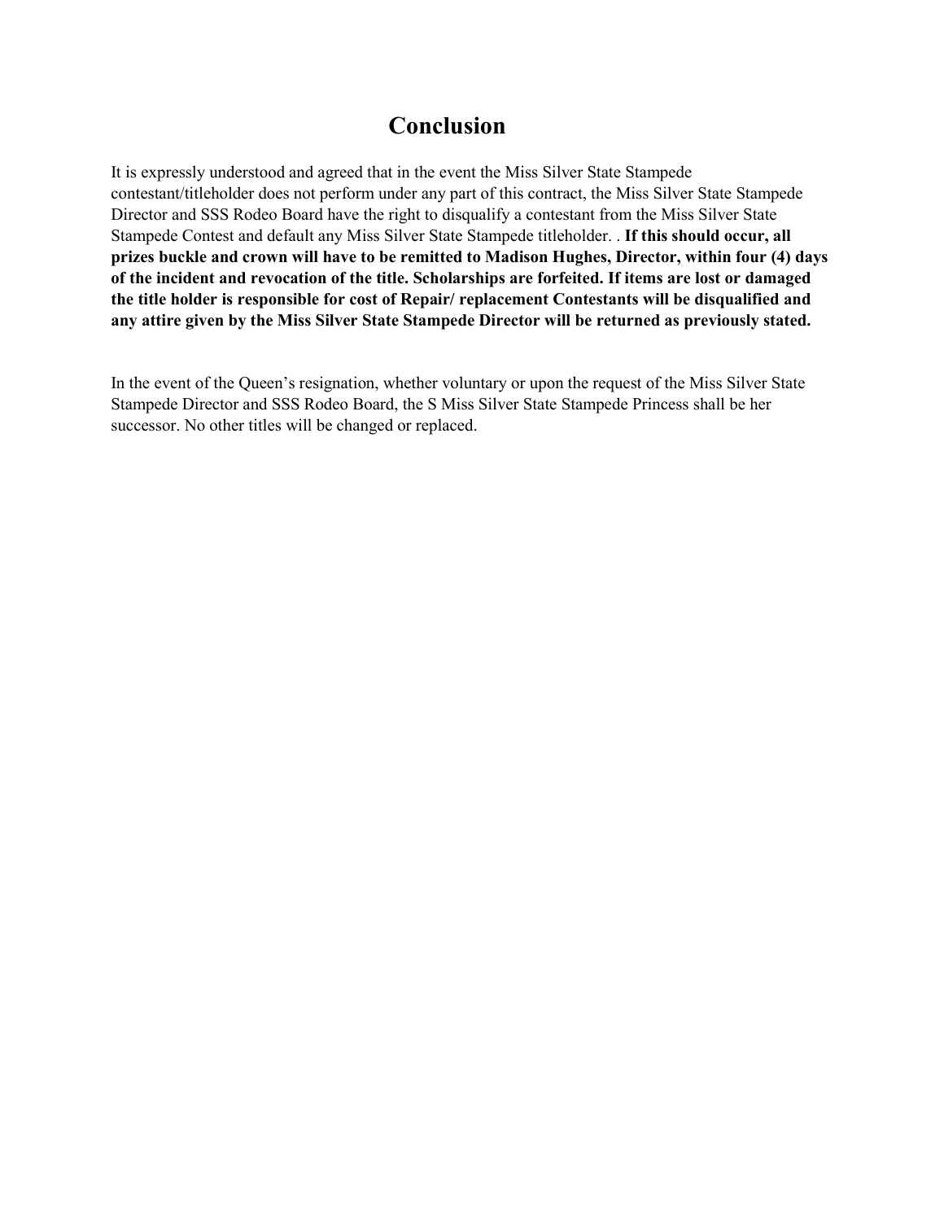# Conclusion

It is expressly understood and agreed that in the event the Miss Silver State Stampede contestant/titleholder does not perform under any part of this contract, the Miss Silver State Stampede Director and SSS Rodeo Board have the right to disqualify a contestant from the Miss Silver State Stampede Contest and default any Miss Silver State Stampede titleholder. . **If this should occur, all prizes buckle and crown will have to be remitted to Madison Hughes, Director, within four (4) days of the incident and revocation of the title. Scholarships are forfeited. If items are lost or damaged the title holder is responsible for cost of Repair/ replacement Contestants will be disqualified and any attire given by the Miss Silver State Stampede Director will be returned as previously stated.**

In the event of the Queen's resignation, whether voluntary or upon the request of the Miss Silver State Stampede Director and SSS Rodeo Board, the S Miss Silver State Stampede Princess shall be her successor. No other titles will be changed or replaced.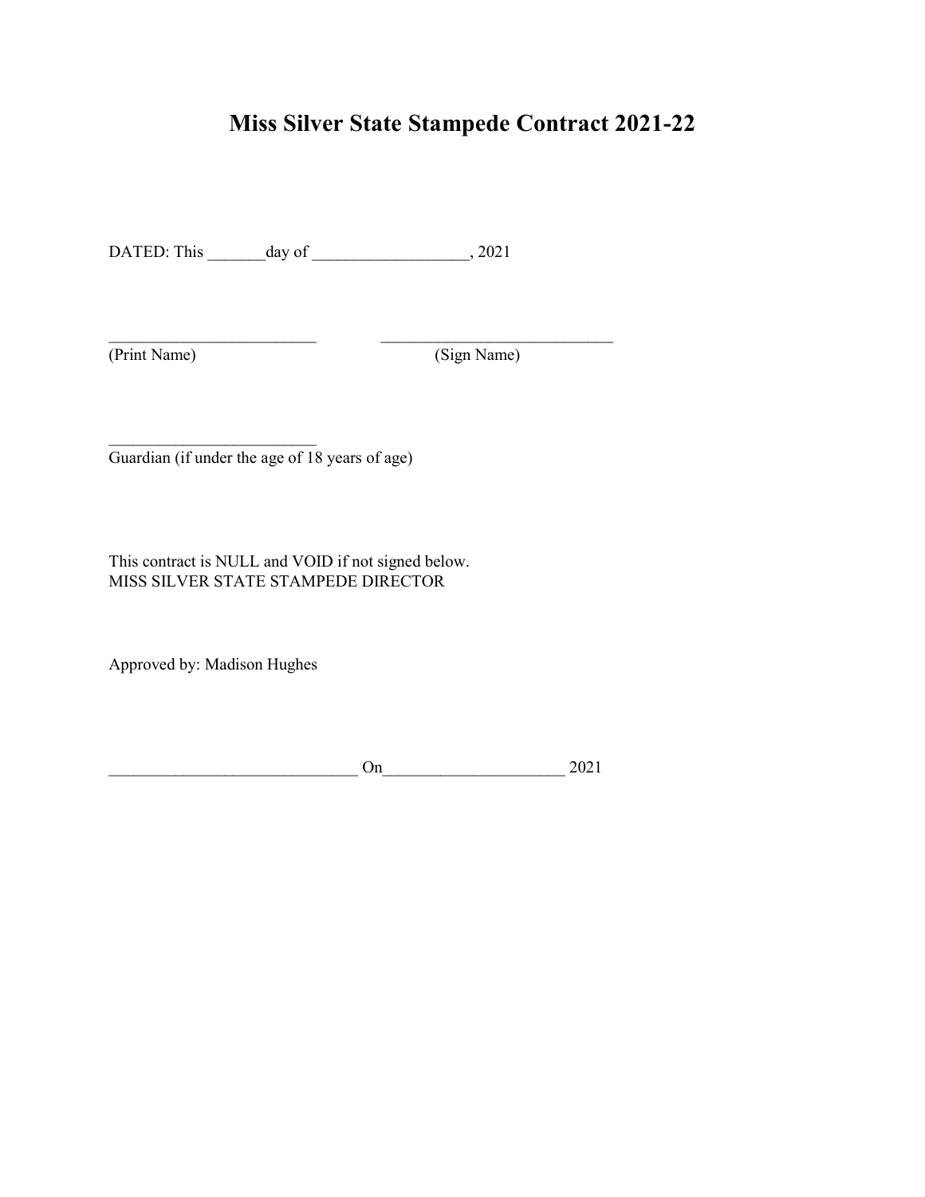# Miss Silver State Stampede Contract 2021-22

DATED: This _______day of ___________________, 2021

_________________________ _____________________________
(Print Name) (Sign Name)

_________________________
Guardian (if under the age of 18 years of age)

This contract is NULL and VOID if not signed below.
MISS SILVER STATE STAMPEDE DIRECTOR

Approved by: Madison Hughes

______________________________ On_____________________ 2021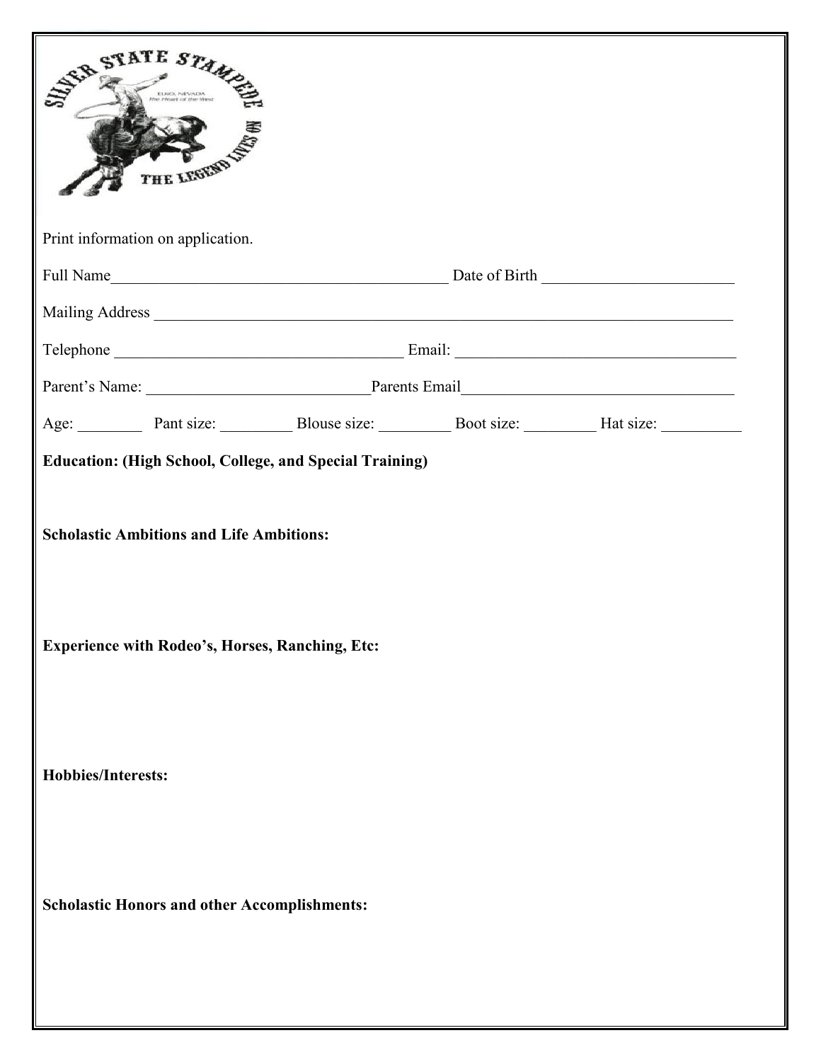Print information on application.

Full Name\_\_\_\_\_\_\_\_\_\_\_\_\_\_\_\_\_\_\_\_\_\_\_\_\_\_\_\_\_\_\_\_\_\_\_\_\_\_\_\_\_\_\_\_ Date of Birth \_\_\_\_\_\_\_\_\_\_\_\_\_\_\_\_\_\_\_\_\_\_\_\_

Mailing Address \_\_\_\_\_\_\_\_\_\_\_\_\_\_\_\_\_\_\_\_\_\_\_\_\_\_\_\_\_\_\_\_\_\_\_\_\_\_\_\_\_\_\_\_\_\_\_\_\_\_\_\_\_\_\_\_\_\_\_\_\_\_\_\_\_\_\_\_\_\_\_\_

Telephone \_\_\_\_\_\_\_\_\_\_\_\_\_\_\_\_\_\_\_\_\_\_\_\_\_\_\_\_\_\_\_\_\_\_\_\_\_ Email: \_\_\_\_\_\_\_\_\_\_\_\_\_\_\_\_\_\_\_\_\_\_\_\_\_\_\_\_\_\_\_\_\_\_\_

Parent's Name: \_\_\_\_\_\_\_\_\_\_\_\_\_\_\_\_\_\_\_\_\_\_\_\_\_\_\_\_Parents Email\_\_\_\_\_\_\_\_\_\_\_\_\_\_\_\_\_\_\_\_\_\_\_\_\_\_\_\_\_\_\_\_\_\_

Age: \_\_\_\_\_\_\_\_ Pant size: \_\_\_\_\_\_\_\_\_ Blouse size: \_\_\_\_\_\_\_\_\_ Boot size: \_\_\_\_\_\_\_\_\_ Hat size: \_\_\_\_\_\_\_\_\_\_

**Education: (High School, College, and Special Training)**

**Scholastic Ambitions and Life Ambitions:**

**Experience with Rodeo's, Horses, Ranching, Etc:**

**Hobbies/Interests:**

**Scholastic Honors and other Accomplishments:**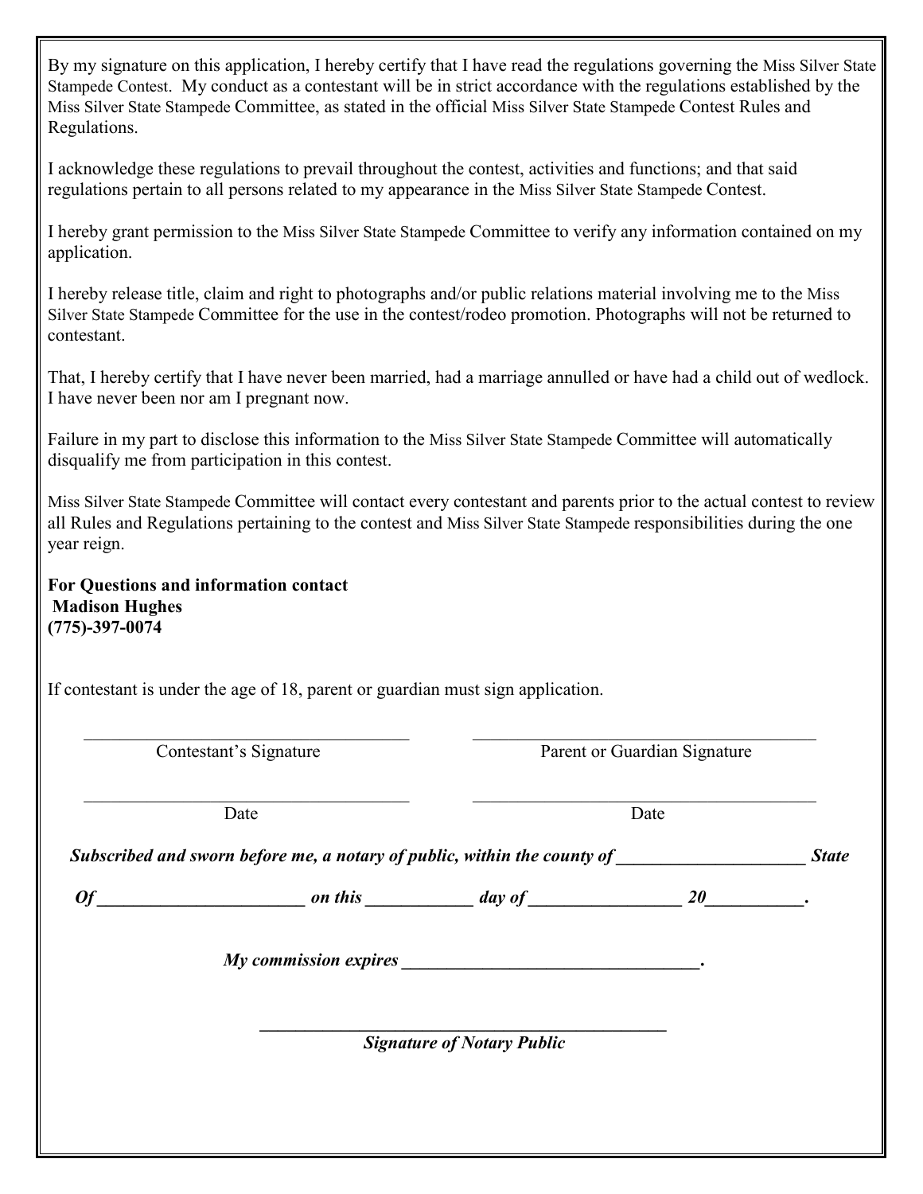By my signature on this application, I hereby certify that I have read the regulations governing the Miss Silver State Stampede Contest. My conduct as a contestant will be in strict accordance with the regulations established by the Miss Silver State Stampede Committee, as stated in the official Miss Silver State Stampede Contest Rules and Regulations.

I acknowledge these regulations to prevail throughout the contest, activities and functions; and that said regulations pertain to all persons related to my appearance in the Miss Silver State Stampede Contest.

I hereby grant permission to the Miss Silver State Stampede Committee to verify any information contained on my application.

I hereby release title, claim and right to photographs and/or public relations material involving me to the Miss Silver State Stampede Committee for the use in the contest/rodeo promotion. Photographs will not be returned to contestant.

That, I hereby certify that I have never been married, had a marriage annulled or have had a child out of wedlock. I have never been nor am I pregnant now.

Failure in my part to disclose this information to the Miss Silver State Stampede Committee will automatically disqualify me from participation in this contest.

Miss Silver State Stampede Committee will contact every contestant and parents prior to the actual contest to review all Rules and Regulations pertaining to the contest and Miss Silver State Stampede responsibilities during the one year reign.

**For Questions and information contact**
**Madison Hughes**
**(775)-397-0074**

If contestant is under the age of 18, parent or guardian must sign application.

_________________________________________ &nbsp;&nbsp;&nbsp;&nbsp; _________________________________________
Contestant's Signature &nbsp;&nbsp;&nbsp;&nbsp; Parent or Guardian Signature

_________________________________________ &nbsp;&nbsp;&nbsp;&nbsp; _________________________________________
Date &nbsp;&nbsp;&nbsp;&nbsp; Date

***Subscribed and sworn before me, a notary of public, within the county of _____________________ State Of _______________________ on this ____________ day of _________________ 20___________.***

***My commission expires _________________________________.***

_______________________________________________
***Signature of Notary Public***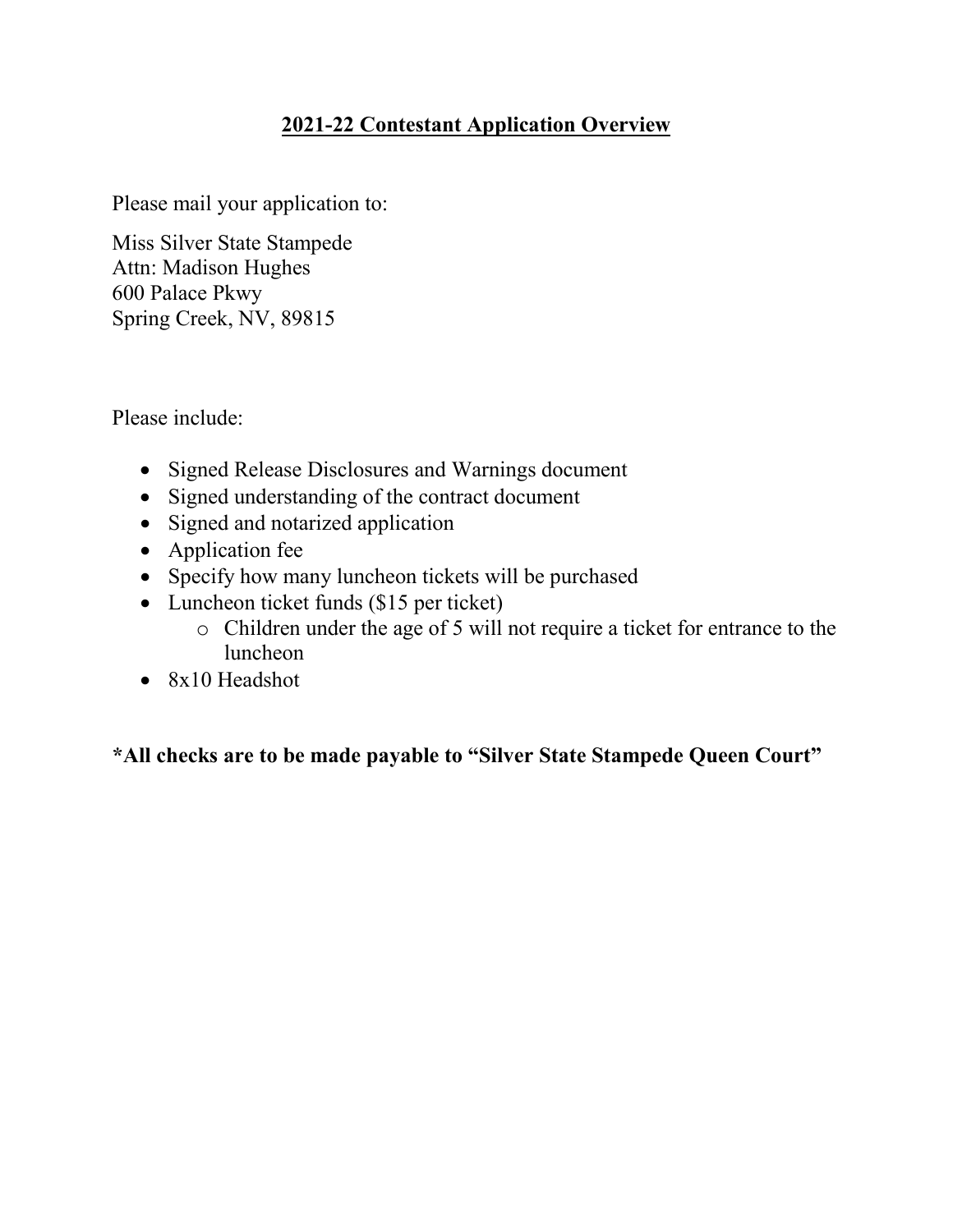# 2021-22 Contestant Application Overview

Please mail your application to:

Miss Silver State Stampede
Attn: Madison Hughes
600 Palace Pkwy
Spring Creek, NV, 89815

Please include:

- Signed Release Disclosures and Warnings document
- Signed understanding of the contract document
- Signed and notarized application
- Application fee
- Specify how many luncheon tickets will be purchased
- Luncheon ticket funds ($15 per ticket)
  - Children under the age of 5 will not require a ticket for entrance to the luncheon
- 8x10 Headshot

**\*All checks are to be made payable to "Silver State Stampede Queen Court"**